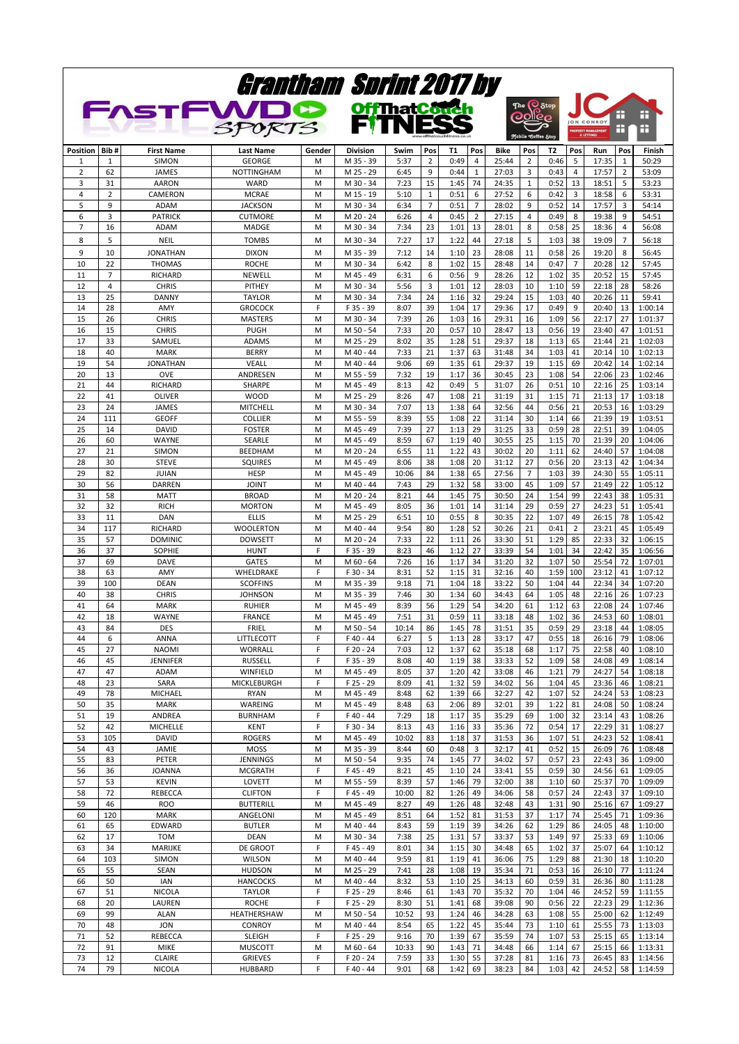# Grantham Sprint 2017 by

FASTFWD SPORTS | OffThatCouch FITNESS | The Coffee Stop Mobile Coffee Stop | JC JON CONROY PROPERTY MANAGEMENT & LETTINGS

| Position | Bib # | First Name | Last Name | Gender | Division | Swim | Pos | T1 | Pos | Bike | Pos | T2 | Pos | Run | Pos | Finish |
|---|---|---|---|---|---|---|---|---|---|---|---|---|---|---|---|---|
| 1 | 1 | SIMON | GEORGE | M | M 35 - 39 | 5:37 | 2 | 0:49 | 4 | 25:44 | 2 | 0:46 | 5 | 17:35 | 1 | 50:29 |
| 2 | 62 | JAMES | NOTTINGHAM | M | M 25 - 29 | 6:45 | 9 | 0:44 | 1 | 27:03 | 3 | 0:43 | 4 | 17:57 | 2 | 53:09 |
| 3 | 31 | AARON | WARD | M | M 30 - 34 | 7:23 | 15 | 1:45 | 74 | 24:35 | 1 | 0:52 | 13 | 18:51 | 5 | 53:23 |
| 4 | 2 | CAMERON | MCRAE | M | M 15 - 19 | 5:10 | 1 | 0:51 | 6 | 27:52 | 6 | 0:42 | 3 | 18:58 | 6 | 53:31 |
| 5 | 9 | ADAM | JACKSON | M | M 30 - 34 | 6:34 | 7 | 0:51 | 7 | 28:02 | 9 | 0:52 | 14 | 17:57 | 3 | 54:14 |
| 6 | 3 | PATRICK | CUTMORE | M | M 20 - 24 | 6:26 | 4 | 0:45 | 2 | 27:15 | 4 | 0:49 | 8 | 19:38 | 9 | 54:51 |
| 7 | 16 | ADAM | MADGE | M | M 30 - 34 | 7:34 | 23 | 1:01 | 13 | 28:01 | 8 | 0:58 | 25 | 18:36 | 4 | 56:08 |
| 8 | 5 | NEIL | TOMBS | M | M 30 - 34 | 7:27 | 17 | 1:22 | 44 | 27:18 | 5 | 1:03 | 38 | 19:09 | 7 | 56:18 |
| 9 | 10 | JONATHAN | DIXON | M | M 35 - 39 | 7:12 | 14 | 1:10 | 23 | 28:08 | 11 | 0:58 | 26 | 19:20 | 8 | 56:45 |
| 10 | 22 | THOMAS | ROCHE | M | M 30 - 34 | 6:42 | 8 | 1:02 | 15 | 28:48 | 14 | 0:47 | 7 | 20:28 | 12 | 57:45 |
| 11 | 7 | RICHARD | NEWELL | M | M 45 - 49 | 6:31 | 6 | 0:56 | 9 | 28:26 | 12 | 1:02 | 35 | 20:52 | 15 | 57:45 |
| 12 | 4 | CHRIS | PITHEY | M | M 30 - 34 | 5:56 | 3 | 1:01 | 12 | 28:03 | 10 | 1:10 | 59 | 22:18 | 28 | 58:26 |
| 13 | 25 | DANNY | TAYLOR | M | M 30 - 34 | 7:34 | 24 | 1:16 | 32 | 29:24 | 15 | 1:03 | 40 | 20:26 | 11 | 59:41 |
| 14 | 28 | AMY | GROCOCK | F | F 35 - 39 | 8:07 | 39 | 1:04 | 17 | 29:36 | 17 | 0:49 | 9 | 20:40 | 13 | 1:00:14 |
| 15 | 26 | CHRIS | MASTERS | M | M 30 - 34 | 7:39 | 26 | 1:03 | 16 | 29:31 | 16 | 1:09 | 56 | 22:17 | 27 | 1:01:37 |
| 16 | 15 | CHRIS | PUGH | M | M 50 - 54 | 7:33 | 20 | 0:57 | 10 | 28:47 | 13 | 0:56 | 19 | 23:40 | 47 | 1:01:51 |
| 17 | 33 | SAMUEL | ADAMS | M | M 25 - 29 | 8:02 | 35 | 1:28 | 51 | 29:37 | 18 | 1:13 | 65 | 21:44 | 21 | 1:02:03 |
| 18 | 40 | MARK | BERRY | M | M 40 - 44 | 7:33 | 21 | 1:37 | 63 | 31:48 | 34 | 1:03 | 41 | 20:14 | 10 | 1:02:13 |
| 19 | 54 | JONATHAN | VEALL | M | M 40 - 44 | 9:06 | 69 | 1:35 | 61 | 29:37 | 19 | 1:15 | 69 | 20:42 | 14 | 1:02:14 |
| 20 | 13 | OVE | ANDRESEN | M | M 55 - 59 | 7:32 | 19 | 1:17 | 36 | 30:45 | 23 | 1:08 | 54 | 22:06 | 23 | 1:02:46 |
| 21 | 44 | RICHARD | SHARPE | M | M 45 - 49 | 8:13 | 42 | 0:49 | 5 | 31:07 | 26 | 0:51 | 10 | 22:16 | 25 | 1:03:14 |
| 22 | 41 | OLIVER | WOOD | M | M 25 - 29 | 8:26 | 47 | 1:08 | 21 | 31:19 | 31 | 1:15 | 71 | 21:13 | 17 | 1:03:18 |
| 23 | 24 | JAMES | MITCHELL | M | M 30 - 34 | 7:07 | 13 | 1:38 | 64 | 32:56 | 44 | 0:56 | 21 | 20:53 | 16 | 1:03:29 |
| 24 | 111 | GEOFF | COLLIER | M | M 55 - 59 | 8:39 | 55 | 1:08 | 22 | 31:14 | 30 | 1:14 | 66 | 21:39 | 19 | 1:03:51 |
| 25 | 14 | DAVID | FOSTER | M | M 45 - 49 | 7:39 | 27 | 1:13 | 29 | 31:25 | 33 | 0:59 | 28 | 22:51 | 39 | 1:04:05 |
| 26 | 60 | WAYNE | SEARLE | M | M 45 - 49 | 8:59 | 67 | 1:19 | 40 | 30:55 | 25 | 1:15 | 70 | 21:39 | 20 | 1:04:06 |
| 27 | 21 | SIMON | BEEDHAM | M | M 20 - 24 | 6:55 | 11 | 1:22 | 43 | 30:02 | 20 | 1:11 | 62 | 24:40 | 57 | 1:04:08 |
| 28 | 30 | STEVE | SQUIRES | M | M 45 - 49 | 8:06 | 38 | 1:08 | 20 | 31:12 | 27 | 0:56 | 20 | 23:13 | 42 | 1:04:34 |
| 29 | 82 | JUIAN | HESP | M | M 45 - 49 | 10:06 | 84 | 1:38 | 65 | 27:56 | 7 | 1:03 | 39 | 24:30 | 55 | 1:05:11 |
| 30 | 56 | DARREN | JOINT | M | M 40 - 44 | 7:43 | 29 | 1:32 | 58 | 33:00 | 45 | 1:09 | 57 | 21:49 | 22 | 1:05:12 |
| 31 | 58 | MATT | BROAD | M | M 20 - 24 | 8:21 | 44 | 1:45 | 75 | 30:50 | 24 | 1:54 | 99 | 22:43 | 38 | 1:05:31 |
| 32 | 32 | RICH | MORTON | M | M 45 - 49 | 8:05 | 36 | 1:01 | 14 | 31:14 | 29 | 0:59 | 27 | 24:23 | 51 | 1:05:41 |
| 33 | 11 | DAN | ELLIS | M | M 25 - 29 | 6:51 | 10 | 0:55 | 8 | 30:35 | 22 | 1:07 | 49 | 26:15 | 78 | 1:05:42 |
| 34 | 117 | RICHARD | WOOLERTON | M | M 40 - 44 | 9:54 | 80 | 1:28 | 52 | 30:26 | 21 | 0:41 | 2 | 23:21 | 45 | 1:05:49 |
| 35 | 57 | DOMINIC | DOWSETT | M | M 20 - 24 | 7:33 | 22 | 1:11 | 26 | 33:30 | 51 | 1:29 | 85 | 22:33 | 32 | 1:06:15 |
| 36 | 37 | SOPHIE | HUNT | F | F 35 - 39 | 8:23 | 46 | 1:12 | 27 | 33:39 | 54 | 1:01 | 34 | 22:42 | 35 | 1:06:56 |
| 37 | 69 | DAVE | GATES | M | M 60 - 64 | 7:26 | 16 | 1:17 | 34 | 31:20 | 32 | 1:07 | 50 | 25:54 | 72 | 1:07:01 |
| 38 | 63 | AMY | WHELDRAKE | F | F 30 - 34 | 8:31 | 52 | 1:15 | 31 | 32:16 | 40 | 1:59 | 100 | 23:12 | 41 | 1:07:12 |
| 39 | 100 | DEAN | SCOFFINS | M | M 35 - 39 | 9:18 | 71 | 1:04 | 18 | 33:22 | 50 | 1:04 | 44 | 22:34 | 34 | 1:07:20 |
| 40 | 38 | CHRIS | JOHNSON | M | M 35 - 39 | 7:46 | 30 | 1:34 | 60 | 34:43 | 64 | 1:05 | 48 | 22:16 | 26 | 1:07:23 |
| 41 | 64 | MARK | RUHIER | M | M 45 - 49 | 8:39 | 56 | 1:29 | 54 | 34:20 | 61 | 1:12 | 63 | 22:08 | 24 | 1:07:46 |
| 42 | 18 | WAYNE | FRANCE | M | M 45 - 49 | 7:51 | 31 | 0:59 | 11 | 33:18 | 48 | 1:02 | 36 | 24:53 | 60 | 1:08:01 |
| 43 | 84 | DES | FRIEL | M | M 50 - 54 | 10:14 | 86 | 1:45 | 78 | 31:51 | 35 | 0:59 | 29 | 23:18 | 44 | 1:08:05 |
| 44 | 6 | ANNA | LITTLECOTT | F | F 40 - 44 | 6:27 | 5 | 1:13 | 28 | 33:17 | 47 | 0:55 | 18 | 26:16 | 79 | 1:08:06 |
| 45 | 27 | NAOMI | WORRALL | F | F 20 - 24 | 7:03 | 12 | 1:37 | 62 | 35:18 | 68 | 1:17 | 75 | 22:58 | 40 | 1:08:10 |
| 46 | 45 | JENNIFER | RUSSELL | F | F 35 - 39 | 8:08 | 40 | 1:19 | 38 | 33:33 | 52 | 1:09 | 58 | 24:08 | 49 | 1:08:14 |
| 47 | 47 | ADAM | WINFIELD | M | M 45 - 49 | 8:05 | 37 | 1:20 | 42 | 33:08 | 46 | 1:21 | 79 | 24:27 | 54 | 1:08:18 |
| 48 | 23 | SARA | MICKLEBURGH | F | F 25 - 29 | 8:09 | 41 | 1:32 | 59 | 34:02 | 56 | 1:04 | 45 | 23:36 | 46 | 1:08:21 |
| 49 | 78 | MICHAEL | RYAN | M | M 45 - 49 | 8:48 | 62 | 1:39 | 66 | 32:27 | 42 | 1:07 | 52 | 24:24 | 53 | 1:08:23 |
| 50 | 35 | MARK | WAREING | M | M 45 - 49 | 8:48 | 63 | 2:06 | 89 | 32:01 | 39 | 1:22 | 81 | 24:08 | 50 | 1:08:24 |
| 51 | 19 | ANDREA | BURNHAM | F | F 40 - 44 | 7:29 | 18 | 1:17 | 35 | 35:29 | 69 | 1:00 | 32 | 23:14 | 43 | 1:08:26 |
| 52 | 42 | MICHELLE | KENT | F | F 30 - 34 | 8:13 | 43 | 1:16 | 33 | 35:36 | 72 | 0:54 | 17 | 22:29 | 31 | 1:08:27 |
| 53 | 105 | DAVID | ROGERS | M | M 45 - 49 | 10:02 | 83 | 1:18 | 37 | 31:53 | 36 | 1:07 | 51 | 24:23 | 52 | 1:08:41 |
| 54 | 43 | JAMIE | MOSS | M | M 35 - 39 | 8:44 | 60 | 0:48 | 3 | 32:17 | 41 | 0:52 | 15 | 26:09 | 76 | 1:08:48 |
| 55 | 83 | PETER | JENNINGS | M | M 50 - 54 | 9:35 | 74 | 1:45 | 77 | 34:02 | 57 | 0:57 | 23 | 22:43 | 36 | 1:09:00 |
| 56 | 36 | JOANNA | MCGRATH | F | F 45 - 49 | 8:21 | 45 | 1:10 | 24 | 33:41 | 55 | 0:59 | 30 | 24:56 | 61 | 1:09:05 |
| 57 | 53 | KEVIN | LOVETT | M | M 55 - 59 | 8:39 | 57 | 1:46 | 79 | 32:00 | 38 | 1:10 | 60 | 25:37 | 70 | 1:09:09 |
| 58 | 72 | REBECCA | CLIFTON | F | F 45 - 49 | 10:00 | 82 | 1:26 | 49 | 34:06 | 58 | 0:57 | 24 | 22:43 | 37 | 1:09:10 |
| 59 | 46 | ROO | BUTTERILL | M | M 45 - 49 | 8:27 | 49 | 1:26 | 48 | 32:48 | 43 | 1:31 | 90 | 25:16 | 67 | 1:09:27 |
| 60 | 120 | MARK | ANGELONI | M | M 45 - 49 | 8:51 | 64 | 1:52 | 81 | 31:53 | 37 | 1:17 | 74 | 25:45 | 71 | 1:09:36 |
| 61 | 65 | EDWARD | BUTLER | M | M 40 - 44 | 8:43 | 59 | 1:19 | 39 | 34:26 | 62 | 1:29 | 86 | 24:05 | 48 | 1:10:00 |
| 62 | 17 | TOM | DEAN | M | M 30 - 34 | 7:38 | 25 | 1:31 | 57 | 33:37 | 53 | 1:49 | 97 | 25:33 | 69 | 1:10:06 |
| 63 | 34 | MARIJKE | DE GROOT | F | F 45 - 49 | 8:01 | 34 | 1:15 | 30 | 34:48 | 65 | 1:02 | 37 | 25:07 | 64 | 1:10:12 |
| 64 | 103 | SIMON | WILSON | M | M 40 - 44 | 9:59 | 81 | 1:19 | 41 | 36:06 | 75 | 1:29 | 88 | 21:30 | 18 | 1:10:20 |
| 65 | 55 | SEAN | HUDSON | M | M 25 - 29 | 7:41 | 28 | 1:08 | 19 | 35:34 | 71 | 0:53 | 16 | 26:10 | 77 | 1:11:24 |
| 66 | 50 | IAN | HANCOCKS | M | M 40 - 44 | 8:32 | 53 | 1:10 | 25 | 34:13 | 60 | 0:59 | 31 | 26:36 | 80 | 1:11:28 |
| 67 | 51 | NICOLA | TAYLOR | F | F 25 - 29 | 8:46 | 61 | 1:43 | 70 | 35:32 | 70 | 1:04 | 46 | 24:52 | 59 | 1:11:55 |
| 68 | 20 | LAUREN | ROCHE | F | F 25 - 29 | 8:30 | 51 | 1:41 | 68 | 39:08 | 90 | 0:56 | 22 | 22:23 | 29 | 1:12:36 |
| 69 | 99 | ALAN | HEATHERSHAW | M | M 50 - 54 | 10:52 | 93 | 1:24 | 46 | 34:28 | 63 | 1:08 | 55 | 25:00 | 62 | 1:12:49 |
| 70 | 48 | JON | CONROY | M | M 40 - 44 | 8:54 | 65 | 1:22 | 45 | 35:44 | 73 | 1:10 | 61 | 25:55 | 73 | 1:13:03 |
| 71 | 52 | REBECCA | SLEIGH | F | F 25 - 29 | 9:16 | 70 | 1:39 | 67 | 35:59 | 74 | 1:07 | 53 | 25:15 | 65 | 1:13:14 |
| 72 | 91 | MIKE | MUSCOTT | M | M 60 - 64 | 10:33 | 90 | 1:43 | 71 | 34:48 | 66 | 1:14 | 67 | 25:15 | 66 | 1:13:31 |
| 73 | 12 | CLAIRE | GRIEVES | F | F 20 - 24 | 7:59 | 33 | 1:30 | 55 | 37:28 | 81 | 1:16 | 73 | 26:45 | 83 | 1:14:56 |
| 74 | 79 | NICOLA | HUBBARD | F | F 40 - 44 | 9:01 | 68 | 1:42 | 69 | 38:23 | 84 | 1:03 | 42 | 24:52 | 58 | 1:14:59 |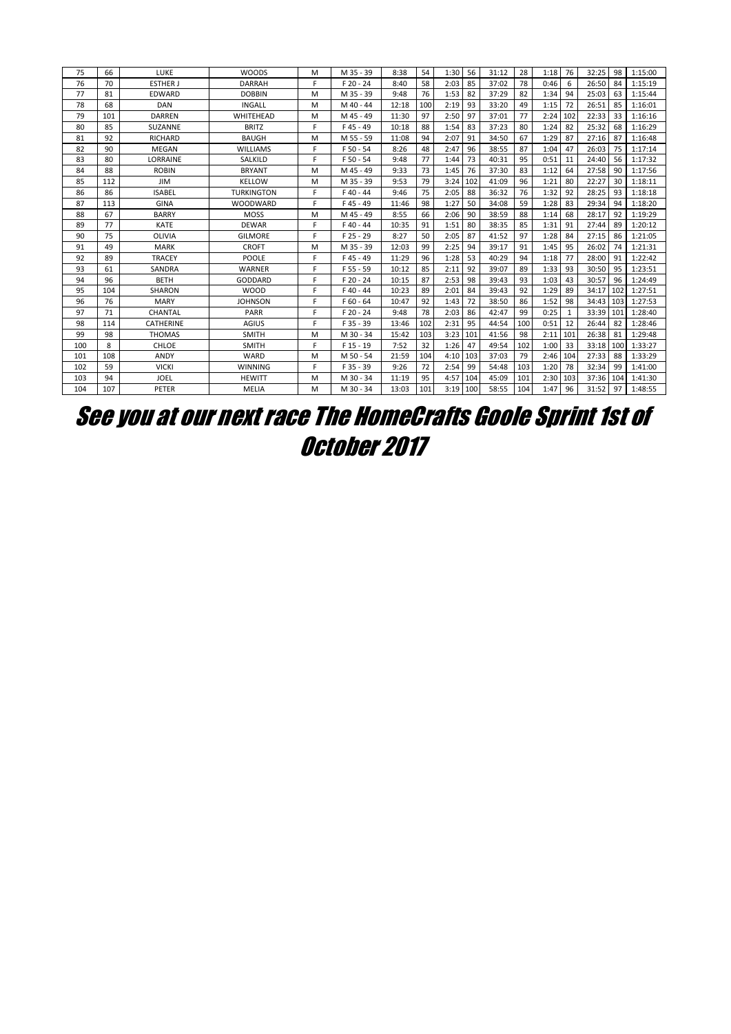| | | | | | | | | | | | | | | | | |
|---|---|---|---|---|---|---|---|---|---|---|---|---|---|---|---|---|
| 75 | 66 | LUKE | WOODS | M | M 35 - 39 | 8:38 | 54 | 1:30 | 56 | 31:12 | 28 | 1:18 | 76 | 32:25 | 98 | 1:15:00 |
| 76 | 70 | ESTHER J | DARRAH | F | F 20 - 24 | 8:40 | 58 | 2:03 | 85 | 37:02 | 78 | 0:46 | 6 | 26:50 | 84 | 1:15:19 |
| 77 | 81 | EDWARD | DOBBIN | M | M 35 - 39 | 9:48 | 76 | 1:53 | 82 | 37:29 | 82 | 1:34 | 94 | 25:03 | 63 | 1:15:44 |
| 78 | 68 | DAN | INGALL | M | M 40 - 44 | 12:18 | 100 | 2:19 | 93 | 33:20 | 49 | 1:15 | 72 | 26:51 | 85 | 1:16:01 |
| 79 | 101 | DARREN | WHITEHEAD | M | M 45 - 49 | 11:30 | 97 | 2:50 | 97 | 37:01 | 77 | 2:24 | 102 | 22:33 | 33 | 1:16:16 |
| 80 | 85 | SUZANNE | BRITZ | F | F 45 - 49 | 10:18 | 88 | 1:54 | 83 | 37:23 | 80 | 1:24 | 82 | 25:32 | 68 | 1:16:29 |
| 81 | 92 | RICHARD | BAUGH | M | M 55 - 59 | 11:08 | 94 | 2:07 | 91 | 34:50 | 67 | 1:29 | 87 | 27:16 | 87 | 1:16:48 |
| 82 | 90 | MEGAN | WILLIAMS | F | F 50 - 54 | 8:26 | 48 | 2:47 | 96 | 38:55 | 87 | 1:04 | 47 | 26:03 | 75 | 1:17:14 |
| 83 | 80 | LORRAINE | SALKILD | F | F 50 - 54 | 9:48 | 77 | 1:44 | 73 | 40:31 | 95 | 0:51 | 11 | 24:40 | 56 | 1:17:32 |
| 84 | 88 | ROBIN | BRYANT | M | M 45 - 49 | 9:33 | 73 | 1:45 | 76 | 37:30 | 83 | 1:12 | 64 | 27:58 | 90 | 1:17:56 |
| 85 | 112 | JIM | KELLOW | M | M 35 - 39 | 9:53 | 79 | 3:24 | 102 | 41:09 | 96 | 1:21 | 80 | 22:27 | 30 | 1:18:11 |
| 86 | 86 | ISABEL | TURKINGTON | F | F 40 - 44 | 9:46 | 75 | 2:05 | 88 | 36:32 | 76 | 1:32 | 92 | 28:25 | 93 | 1:18:18 |
| 87 | 113 | GINA | WOODWARD | F | F 45 - 49 | 11:46 | 98 | 1:27 | 50 | 34:08 | 59 | 1:28 | 83 | 29:34 | 94 | 1:18:20 |
| 88 | 67 | BARRY | MOSS | M | M 45 - 49 | 8:55 | 66 | 2:06 | 90 | 38:59 | 88 | 1:14 | 68 | 28:17 | 92 | 1:19:29 |
| 89 | 77 | KATE | DEWAR | F | F 40 - 44 | 10:35 | 91 | 1:51 | 80 | 38:35 | 85 | 1:31 | 91 | 27:44 | 89 | 1:20:12 |
| 90 | 75 | OLIVIA | GILMORE | F | F 25 - 29 | 8:27 | 50 | 2:05 | 87 | 41:52 | 97 | 1:28 | 84 | 27:15 | 86 | 1:21:05 |
| 91 | 49 | MARK | CROFT | M | M 35 - 39 | 12:03 | 99 | 2:25 | 94 | 39:17 | 91 | 1:45 | 95 | 26:02 | 74 | 1:21:31 |
| 92 | 89 | TRACEY | POOLE | F | F 45 - 49 | 11:29 | 96 | 1:28 | 53 | 40:29 | 94 | 1:18 | 77 | 28:00 | 91 | 1:22:42 |
| 93 | 61 | SANDRA | WARNER | F | F 55 - 59 | 10:12 | 85 | 2:11 | 92 | 39:07 | 89 | 1:33 | 93 | 30:50 | 95 | 1:23:51 |
| 94 | 96 | BETH | GODDARD | F | F 20 - 24 | 10:15 | 87 | 2:53 | 98 | 39:43 | 93 | 1:03 | 43 | 30:57 | 96 | 1:24:49 |
| 95 | 104 | SHARON | WOOD | F | F 40 - 44 | 10:23 | 89 | 2:01 | 84 | 39:43 | 92 | 1:29 | 89 | 34:17 | 102 | 1:27:51 |
| 96 | 76 | MARY | JOHNSON | F | F 60 - 64 | 10:47 | 92 | 1:43 | 72 | 38:50 | 86 | 1:52 | 98 | 34:43 | 103 | 1:27:53 |
| 97 | 71 | CHANTAL | PARR | F | F 20 - 24 | 9:48 | 78 | 2:03 | 86 | 42:47 | 99 | 0:25 | 1 | 33:39 | 101 | 1:28:40 |
| 98 | 114 | CATHERINE | AGIUS | F | F 35 - 39 | 13:46 | 102 | 2:31 | 95 | 44:54 | 100 | 0:51 | 12 | 26:44 | 82 | 1:28:46 |
| 99 | 98 | THOMAS | SMITH | M | M 30 - 34 | 15:42 | 103 | 3:23 | 101 | 41:56 | 98 | 2:11 | 101 | 26:38 | 81 | 1:29:48 |
| 100 | 8 | CHLOE | SMITH | F | F 15 - 19 | 7:52 | 32 | 1:26 | 47 | 49:54 | 102 | 1:00 | 33 | 33:18 | 100 | 1:33:27 |
| 101 | 108 | ANDY | WARD | M | M 50 - 54 | 21:59 | 104 | 4:10 | 103 | 37:03 | 79 | 2:46 | 104 | 27:33 | 88 | 1:33:29 |
| 102 | 59 | VICKI | WINNING | F | F 35 - 39 | 9:26 | 72 | 2:54 | 99 | 54:48 | 103 | 1:20 | 78 | 32:34 | 99 | 1:41:00 |
| 103 | 94 | JOEL | HEWITT | M | M 30 - 34 | 11:19 | 95 | 4:57 | 104 | 45:09 | 101 | 2:30 | 103 | 37:36 | 104 | 1:41:30 |
| 104 | 107 | PETER | MELIA | M | M 30 - 34 | 13:03 | 101 | 3:19 | 100 | 58:55 | 104 | 1:47 | 96 | 31:52 | 97 | 1:48:55 |

## *See you at our next race The HomeCrafts Goole Sprint 1st of October 2017*